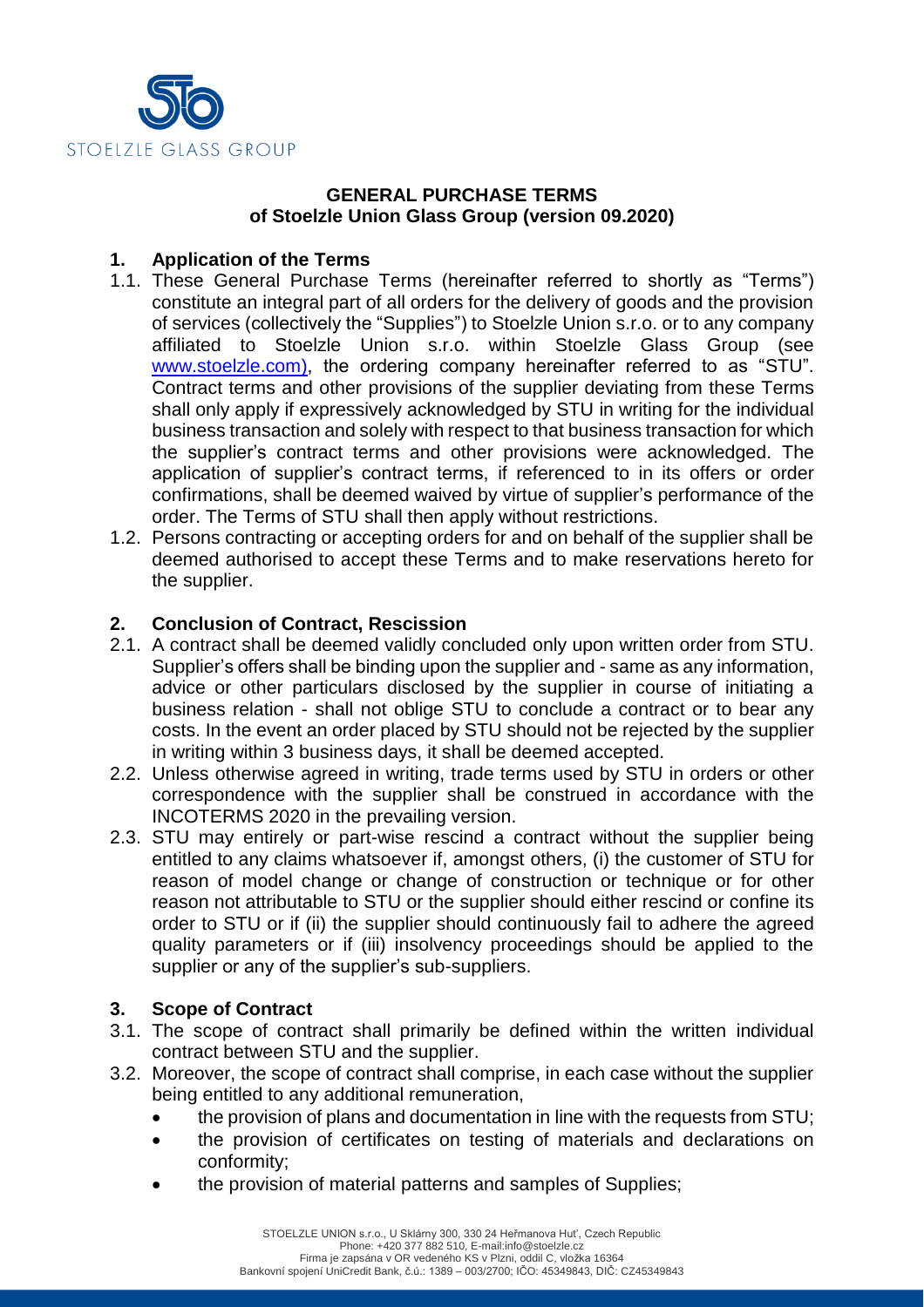# GENERAL PURCHASE TERMS
## of Stoelzle Union Glass Group (version 09.2020)

### 1. Application of the Terms

1.1. These General Purchase Terms (hereinafter referred to shortly as "Terms") constitute an integral part of all orders for the delivery of goods and the provision of services (collectively the "Supplies") to Stoelzle Union s.r.o. or to any company affiliated to Stoelzle Union s.r.o. within Stoelzle Glass Group (see www.stoelzle.com), the ordering company hereinafter referred to as "STU". Contract terms and other provisions of the supplier deviating from these Terms shall only apply if expressively acknowledged by STU in writing for the individual business transaction and solely with respect to that business transaction for which the supplier's contract terms and other provisions were acknowledged. The application of supplier's contract terms, if referenced to in its offers or order confirmations, shall be deemed waived by virtue of supplier's performance of the order. The Terms of STU shall then apply without restrictions.

1.2. Persons contracting or accepting orders for and on behalf of the supplier shall be deemed authorised to accept these Terms and to make reservations hereto for the supplier.

### 2. Conclusion of Contract, Rescission

2.1. A contract shall be deemed validly concluded only upon written order from STU. Supplier's offers shall be binding upon the supplier and - same as any information, advice or other particulars disclosed by the supplier in course of initiating a business relation - shall not oblige STU to conclude a contract or to bear any costs. In the event an order placed by STU should not be rejected by the supplier in writing within 3 business days, it shall be deemed accepted.

2.2. Unless otherwise agreed in writing, trade terms used by STU in orders or other correspondence with the supplier shall be construed in accordance with the INCOTERMS 2020 in the prevailing version.

2.3. STU may entirely or part-wise rescind a contract without the supplier being entitled to any claims whatsoever if, amongst others, (i) the customer of STU for reason of model change or change of construction or technique or for other reason not attributable to STU or the supplier should either rescind or confine its order to STU or if (ii) the supplier should continuously fail to adhere the agreed quality parameters or if (iii) insolvency proceedings should be applied to the supplier or any of the supplier's sub-suppliers.

### 3. Scope of Contract

3.1. The scope of contract shall primarily be defined within the written individual contract between STU and the supplier.

3.2. Moreover, the scope of contract shall comprise, in each case without the supplier being entitled to any additional remuneration,

- the provision of plans and documentation in line with the requests from STU;
- the provision of certificates on testing of materials and declarations on conformity;
- the provision of material patterns and samples of Supplies;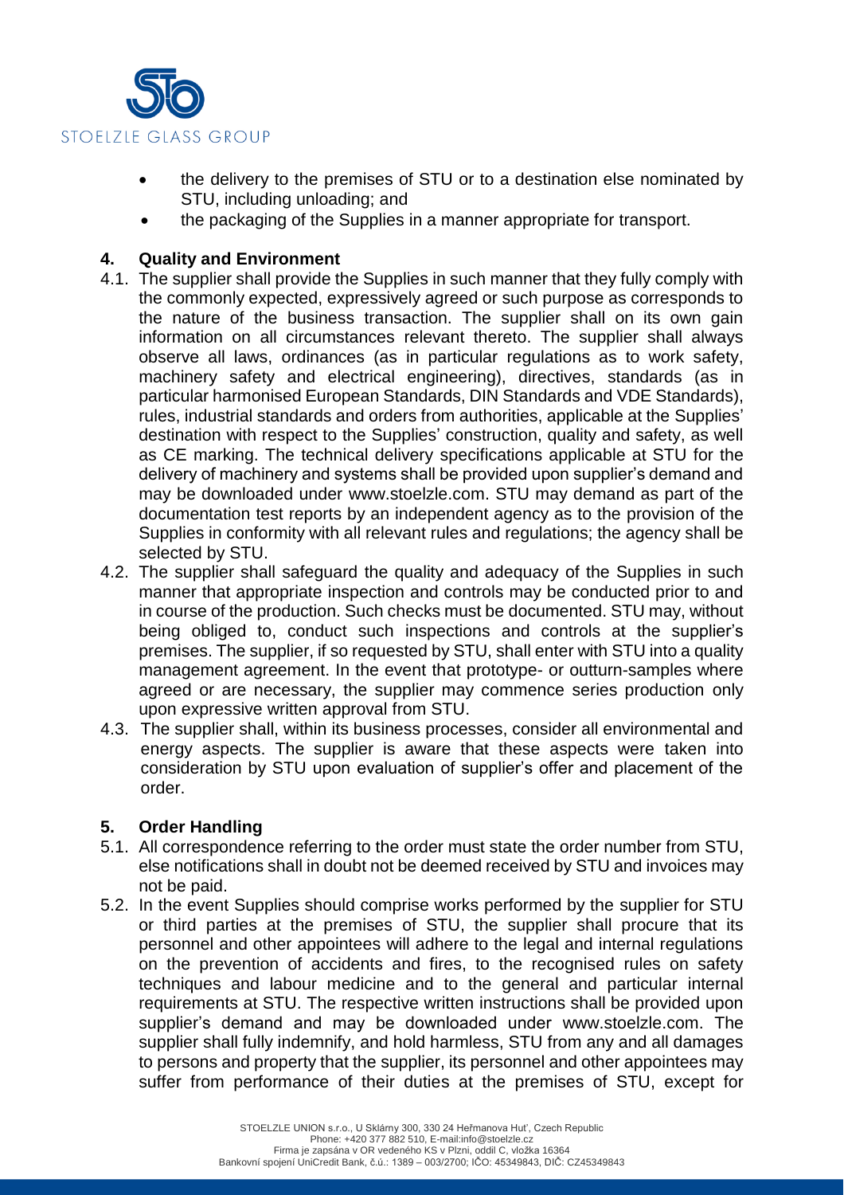- the delivery to the premises of STU or to a destination else nominated by STU, including unloading; and
- the packaging of the Supplies in a manner appropriate for transport.

## 4. Quality and Environment

4.1. The supplier shall provide the Supplies in such manner that they fully comply with the commonly expected, expressively agreed or such purpose as corresponds to the nature of the business transaction. The supplier shall on its own gain information on all circumstances relevant thereto. The supplier shall always observe all laws, ordinances (as in particular regulations as to work safety, machinery safety and electrical engineering), directives, standards (as in particular harmonised European Standards, DIN Standards and VDE Standards), rules, industrial standards and orders from authorities, applicable at the Supplies' destination with respect to the Supplies' construction, quality and safety, as well as CE marking. The technical delivery specifications applicable at STU for the delivery of machinery and systems shall be provided upon supplier's demand and may be downloaded under www.stoelzle.com. STU may demand as part of the documentation test reports by an independent agency as to the provision of the Supplies in conformity with all relevant rules and regulations; the agency shall be selected by STU.

4.2. The supplier shall safeguard the quality and adequacy of the Supplies in such manner that appropriate inspection and controls may be conducted prior to and in course of the production. Such checks must be documented. STU may, without being obliged to, conduct such inspections and controls at the supplier's premises. The supplier, if so requested by STU, shall enter with STU into a quality management agreement. In the event that prototype- or outturn-samples where agreed or are necessary, the supplier may commence series production only upon expressive written approval from STU.

4.3. The supplier shall, within its business processes, consider all environmental and energy aspects. The supplier is aware that these aspects were taken into consideration by STU upon evaluation of supplier's offer and placement of the order.

## 5. Order Handling

5.1. All correspondence referring to the order must state the order number from STU, else notifications shall in doubt not be deemed received by STU and invoices may not be paid.

5.2. In the event Supplies should comprise works performed by the supplier for STU or third parties at the premises of STU, the supplier shall procure that its personnel and other appointees will adhere to the legal and internal regulations on the prevention of accidents and fires, to the recognised rules on safety techniques and labour medicine and to the general and particular internal requirements at STU. The respective written instructions shall be provided upon supplier's demand and may be downloaded under www.stoelzle.com. The supplier shall fully indemnify, and hold harmless, STU from any and all damages to persons and property that the supplier, its personnel and other appointees may suffer from performance of their duties at the premises of STU, except for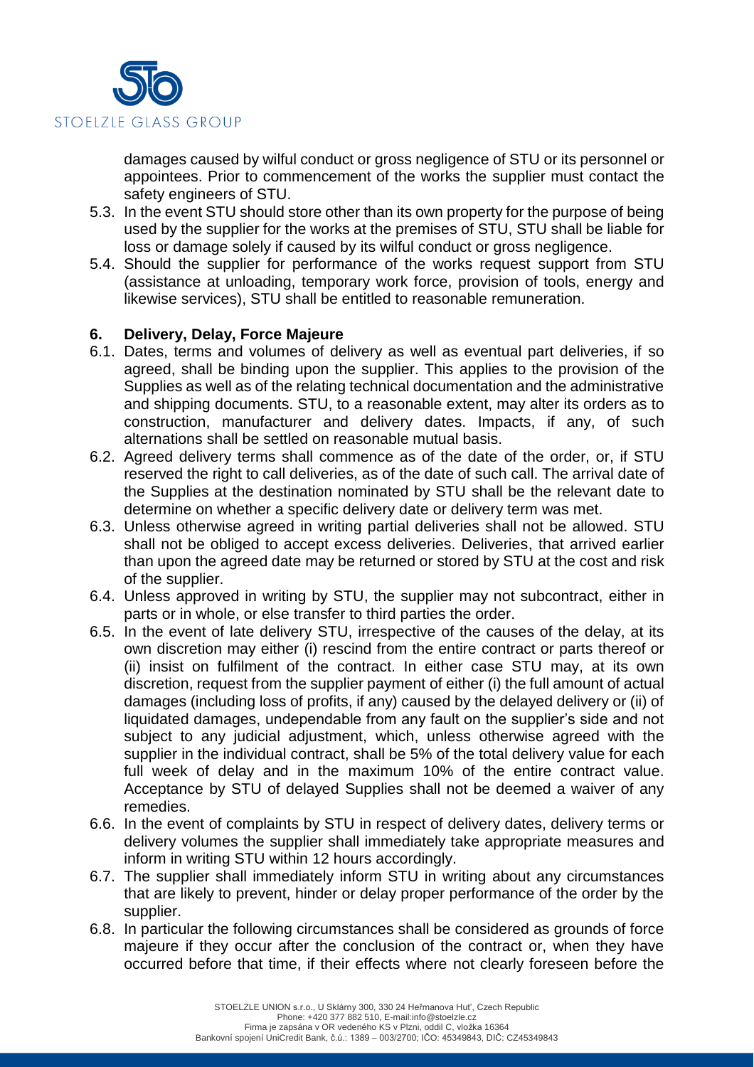damages caused by wilful conduct or gross negligence of STU or its personnel or appointees. Prior to commencement of the works the supplier must contact the safety engineers of STU.

5.3. In the event STU should store other than its own property for the purpose of being used by the supplier for the works at the premises of STU, STU shall be liable for loss or damage solely if caused by its wilful conduct or gross negligence.

5.4. Should the supplier for performance of the works request support from STU (assistance at unloading, temporary work force, provision of tools, energy and likewise services), STU shall be entitled to reasonable remuneration.

## 6. Delivery, Delay, Force Majeure

6.1. Dates, terms and volumes of delivery as well as eventual part deliveries, if so agreed, shall be binding upon the supplier. This applies to the provision of the Supplies as well as of the relating technical documentation and the administrative and shipping documents. STU, to a reasonable extent, may alter its orders as to construction, manufacturer and delivery dates. Impacts, if any, of such alternations shall be settled on reasonable mutual basis.

6.2. Agreed delivery terms shall commence as of the date of the order, or, if STU reserved the right to call deliveries, as of the date of such call. The arrival date of the Supplies at the destination nominated by STU shall be the relevant date to determine on whether a specific delivery date or delivery term was met.

6.3. Unless otherwise agreed in writing partial deliveries shall not be allowed. STU shall not be obliged to accept excess deliveries. Deliveries, that arrived earlier than upon the agreed date may be returned or stored by STU at the cost and risk of the supplier.

6.4. Unless approved in writing by STU, the supplier may not subcontract, either in parts or in whole, or else transfer to third parties the order.

6.5. In the event of late delivery STU, irrespective of the causes of the delay, at its own discretion may either (i) rescind from the entire contract or parts thereof or (ii) insist on fulfilment of the contract. In either case STU may, at its own discretion, request from the supplier payment of either (i) the full amount of actual damages (including loss of profits, if any) caused by the delayed delivery or (ii) of liquidated damages, undependable from any fault on the supplier's side and not subject to any judicial adjustment, which, unless otherwise agreed with the supplier in the individual contract, shall be 5% of the total delivery value for each full week of delay and in the maximum 10% of the entire contract value. Acceptance by STU of delayed Supplies shall not be deemed a waiver of any remedies.

6.6. In the event of complaints by STU in respect of delivery dates, delivery terms or delivery volumes the supplier shall immediately take appropriate measures and inform in writing STU within 12 hours accordingly.

6.7. The supplier shall immediately inform STU in writing about any circumstances that are likely to prevent, hinder or delay proper performance of the order by the supplier.

6.8. In particular the following circumstances shall be considered as grounds of force majeure if they occur after the conclusion of the contract or, when they have occurred before that time, if their effects where not clearly foreseen before the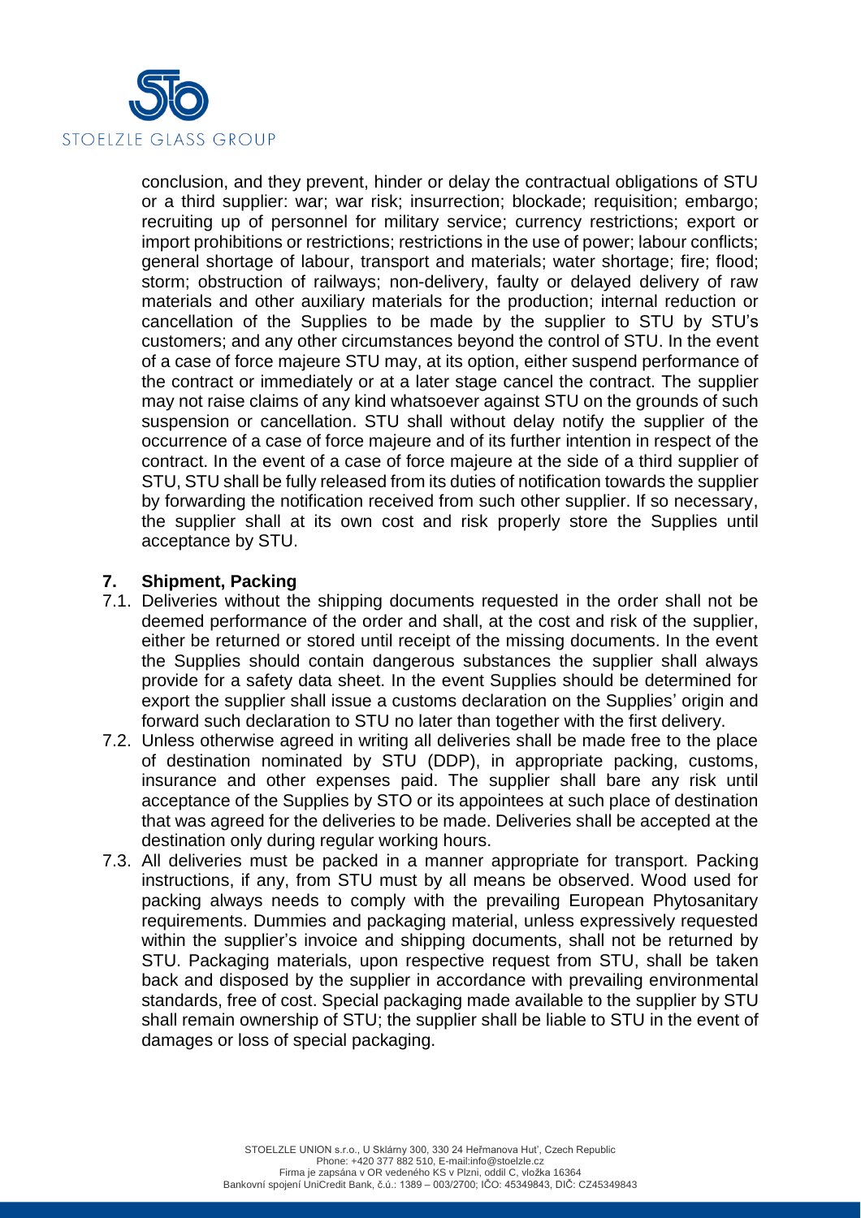conclusion, and they prevent, hinder or delay the contractual obligations of STU or a third supplier: war; war risk; insurrection; blockade; requisition; embargo; recruiting up of personnel for military service; currency restrictions; export or import prohibitions or restrictions; restrictions in the use of power; labour conflicts; general shortage of labour, transport and materials; water shortage; fire; flood; storm; obstruction of railways; non-delivery, faulty or delayed delivery of raw materials and other auxiliary materials for the production; internal reduction or cancellation of the Supplies to be made by the supplier to STU by STU's customers; and any other circumstances beyond the control of STU. In the event of a case of force majeure STU may, at its option, either suspend performance of the contract or immediately or at a later stage cancel the contract. The supplier may not raise claims of any kind whatsoever against STU on the grounds of such suspension or cancellation. STU shall without delay notify the supplier of the occurrence of a case of force majeure and of its further intention in respect of the contract. In the event of a case of force majeure at the side of a third supplier of STU, STU shall be fully released from its duties of notification towards the supplier by forwarding the notification received from such other supplier. If so necessary, the supplier shall at its own cost and risk properly store the Supplies until acceptance by STU.

## 7. Shipment, Packing

7.1. Deliveries without the shipping documents requested in the order shall not be deemed performance of the order and shall, at the cost and risk of the supplier, either be returned or stored until receipt of the missing documents. In the event the Supplies should contain dangerous substances the supplier shall always provide for a safety data sheet. In the event Supplies should be determined for export the supplier shall issue a customs declaration on the Supplies' origin and forward such declaration to STU no later than together with the first delivery.

7.2. Unless otherwise agreed in writing all deliveries shall be made free to the place of destination nominated by STU (DDP), in appropriate packing, customs, insurance and other expenses paid. The supplier shall bare any risk until acceptance of the Supplies by STO or its appointees at such place of destination that was agreed for the deliveries to be made. Deliveries shall be accepted at the destination only during regular working hours.

7.3. All deliveries must be packed in a manner appropriate for transport. Packing instructions, if any, from STU must by all means be observed. Wood used for packing always needs to comply with the prevailing European Phytosanitary requirements. Dummies and packaging material, unless expressively requested within the supplier's invoice and shipping documents, shall not be returned by STU. Packaging materials, upon respective request from STU, shall be taken back and disposed by the supplier in accordance with prevailing environmental standards, free of cost. Special packaging made available to the supplier by STU shall remain ownership of STU; the supplier shall be liable to STU in the event of damages or loss of special packaging.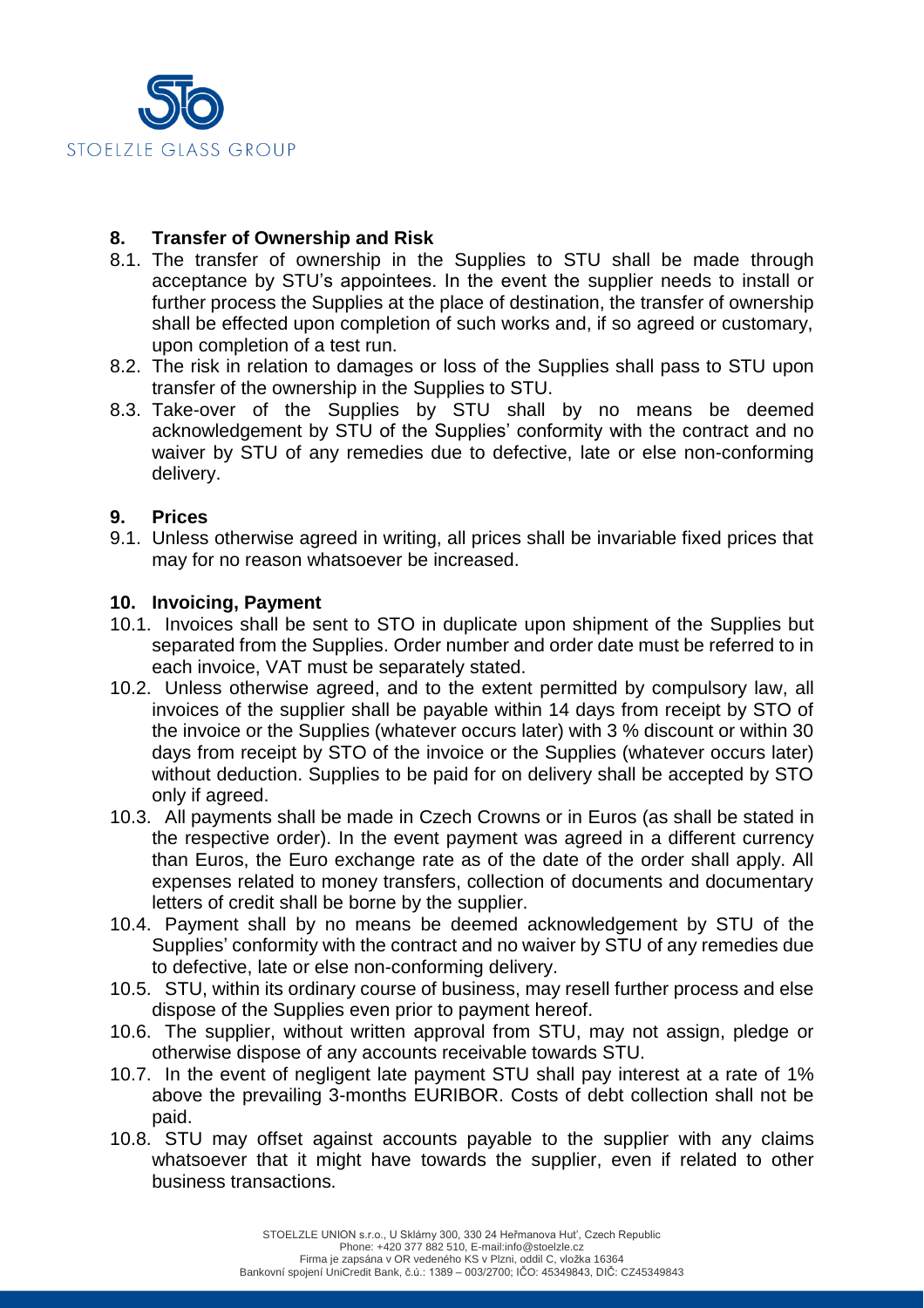## 8. Transfer of Ownership and Risk

8.1. The transfer of ownership in the Supplies to STU shall be made through acceptance by STU's appointees. In the event the supplier needs to install or further process the Supplies at the place of destination, the transfer of ownership shall be effected upon completion of such works and, if so agreed or customary, upon completion of a test run.

8.2. The risk in relation to damages or loss of the Supplies shall pass to STU upon transfer of the ownership in the Supplies to STU.

8.3. Take-over of the Supplies by STU shall by no means be deemed acknowledgement by STU of the Supplies' conformity with the contract and no waiver by STU of any remedies due to defective, late or else non-conforming delivery.

## 9. Prices

9.1. Unless otherwise agreed in writing, all prices shall be invariable fixed prices that may for no reason whatsoever be increased.

## 10. Invoicing, Payment

10.1. Invoices shall be sent to STO in duplicate upon shipment of the Supplies but separated from the Supplies. Order number and order date must be referred to in each invoice, VAT must be separately stated.

10.2. Unless otherwise agreed, and to the extent permitted by compulsory law, all invoices of the supplier shall be payable within 14 days from receipt by STO of the invoice or the Supplies (whatever occurs later) with 3 % discount or within 30 days from receipt by STO of the invoice or the Supplies (whatever occurs later) without deduction. Supplies to be paid for on delivery shall be accepted by STO only if agreed.

10.3. All payments shall be made in Czech Crowns or in Euros (as shall be stated in the respective order). In the event payment was agreed in a different currency than Euros, the Euro exchange rate as of the date of the order shall apply. All expenses related to money transfers, collection of documents and documentary letters of credit shall be borne by the supplier.

10.4. Payment shall by no means be deemed acknowledgement by STU of the Supplies' conformity with the contract and no waiver by STU of any remedies due to defective, late or else non-conforming delivery.

10.5. STU, within its ordinary course of business, may resell further process and else dispose of the Supplies even prior to payment hereof.

10.6. The supplier, without written approval from STU, may not assign, pledge or otherwise dispose of any accounts receivable towards STU.

10.7. In the event of negligent late payment STU shall pay interest at a rate of 1% above the prevailing 3-months EURIBOR. Costs of debt collection shall not be paid.

10.8. STU may offset against accounts payable to the supplier with any claims whatsoever that it might have towards the supplier, even if related to other business transactions.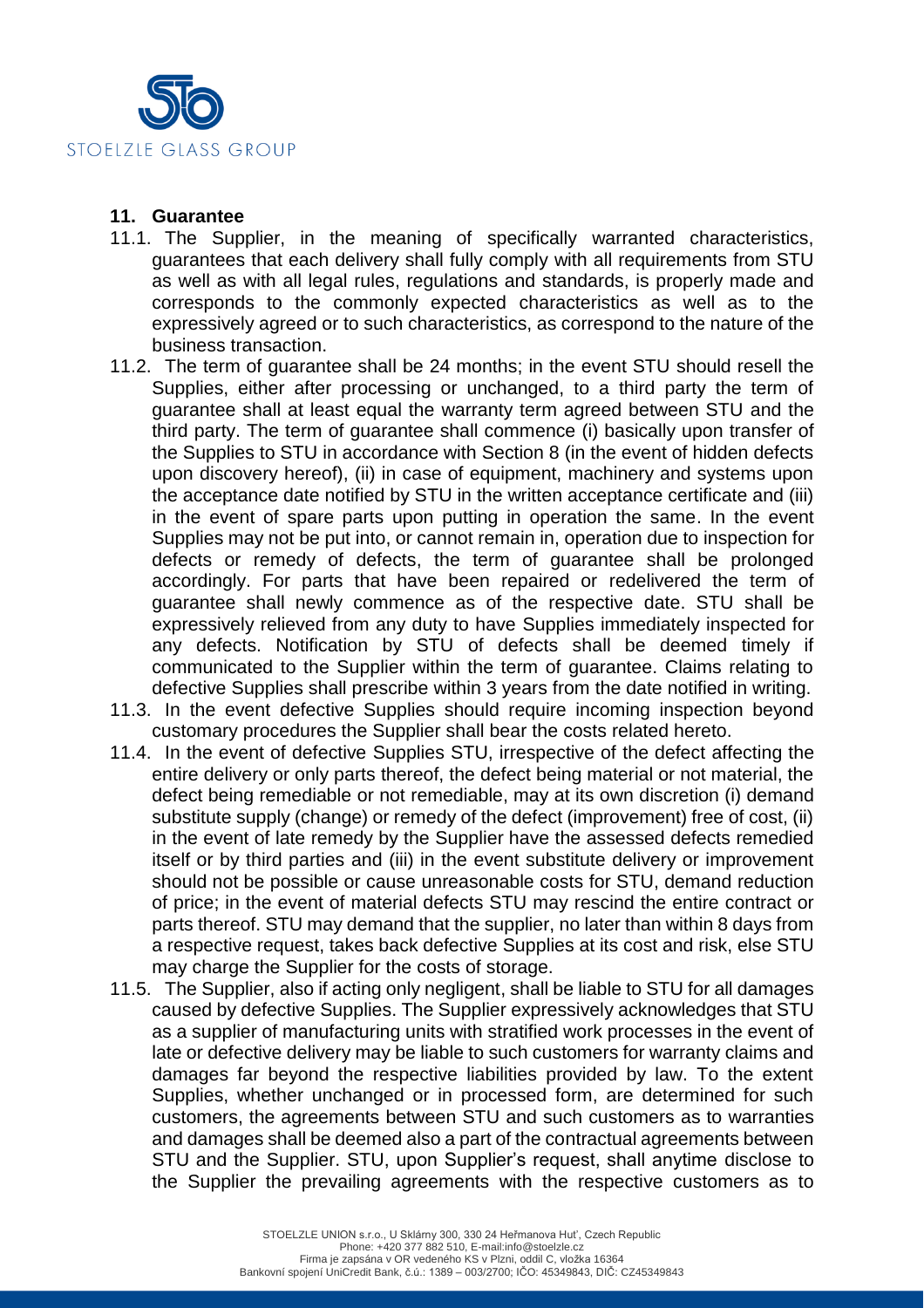## 11. Guarantee

11.1. The Supplier, in the meaning of specifically warranted characteristics, guarantees that each delivery shall fully comply with all requirements from STU as well as with all legal rules, regulations and standards, is properly made and corresponds to the commonly expected characteristics as well as to the expressively agreed or to such characteristics, as correspond to the nature of the business transaction.

11.2. The term of guarantee shall be 24 months; in the event STU should resell the Supplies, either after processing or unchanged, to a third party the term of guarantee shall at least equal the warranty term agreed between STU and the third party. The term of guarantee shall commence (i) basically upon transfer of the Supplies to STU in accordance with Section 8 (in the event of hidden defects upon discovery hereof), (ii) in case of equipment, machinery and systems upon the acceptance date notified by STU in the written acceptance certificate and (iii) in the event of spare parts upon putting in operation the same. In the event Supplies may not be put into, or cannot remain in, operation due to inspection for defects or remedy of defects, the term of guarantee shall be prolonged accordingly. For parts that have been repaired or redelivered the term of guarantee shall newly commence as of the respective date. STU shall be expressively relieved from any duty to have Supplies immediately inspected for any defects. Notification by STU of defects shall be deemed timely if communicated to the Supplier within the term of guarantee. Claims relating to defective Supplies shall prescribe within 3 years from the date notified in writing.

11.3. In the event defective Supplies should require incoming inspection beyond customary procedures the Supplier shall bear the costs related hereto.

11.4. In the event of defective Supplies STU, irrespective of the defect affecting the entire delivery or only parts thereof, the defect being material or not material, the defect being remediable or not remediable, may at its own discretion (i) demand substitute supply (change) or remedy of the defect (improvement) free of cost, (ii) in the event of late remedy by the Supplier have the assessed defects remedied itself or by third parties and (iii) in the event substitute delivery or improvement should not be possible or cause unreasonable costs for STU, demand reduction of price; in the event of material defects STU may rescind the entire contract or parts thereof. STU may demand that the supplier, no later than within 8 days from a respective request, takes back defective Supplies at its cost and risk, else STU may charge the Supplier for the costs of storage.

11.5. The Supplier, also if acting only negligent, shall be liable to STU for all damages caused by defective Supplies. The Supplier expressively acknowledges that STU as a supplier of manufacturing units with stratified work processes in the event of late or defective delivery may be liable to such customers for warranty claims and damages far beyond the respective liabilities provided by law. To the extent Supplies, whether unchanged or in processed form, are determined for such customers, the agreements between STU and such customers as to warranties and damages shall be deemed also a part of the contractual agreements between STU and the Supplier. STU, upon Supplier's request, shall anytime disclose to the Supplier the prevailing agreements with the respective customers as to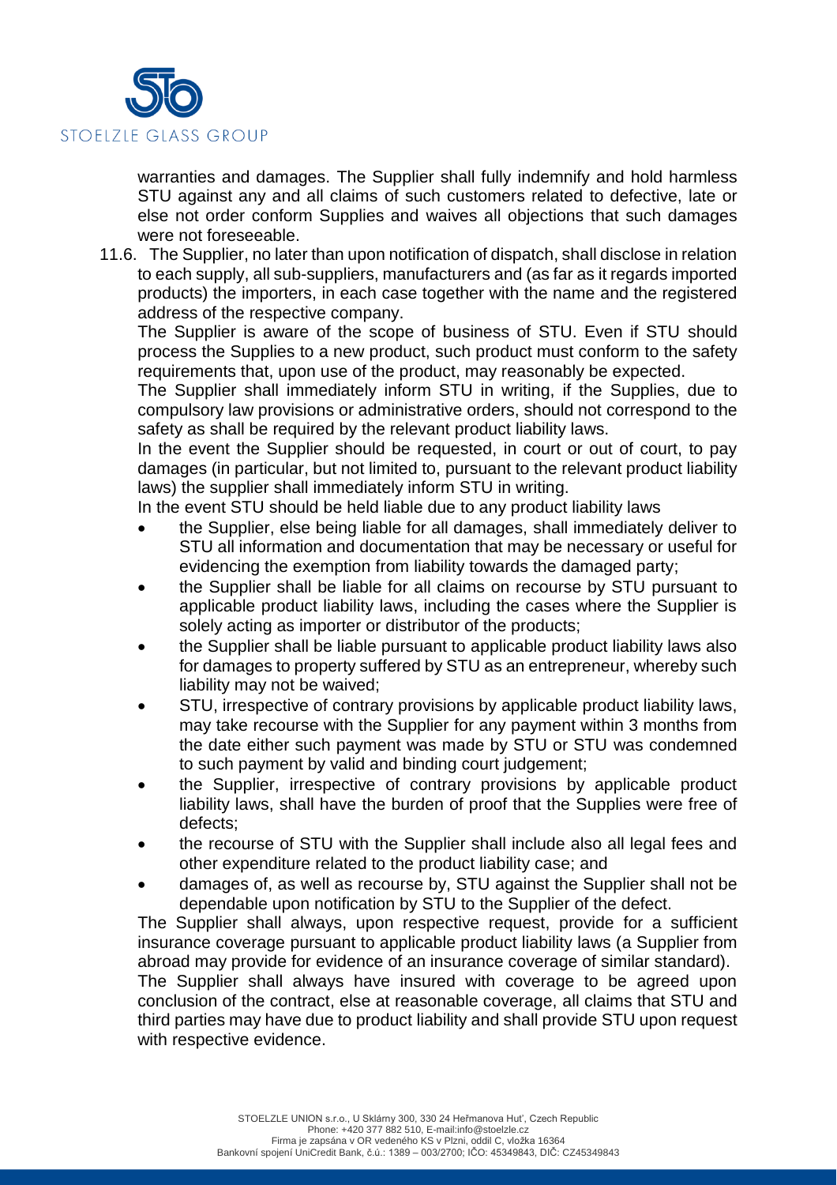warranties and damages. The Supplier shall fully indemnify and hold harmless STU against any and all claims of such customers related to defective, late or else not order conform Supplies and waives all objections that such damages were not foreseeable.

11.6. The Supplier, no later than upon notification of dispatch, shall disclose in relation to each supply, all sub-suppliers, manufacturers and (as far as it regards imported products) the importers, in each case together with the name and the registered address of the respective company.

The Supplier is aware of the scope of business of STU. Even if STU should process the Supplies to a new product, such product must conform to the safety requirements that, upon use of the product, may reasonably be expected.

The Supplier shall immediately inform STU in writing, if the Supplies, due to compulsory law provisions or administrative orders, should not correspond to the safety as shall be required by the relevant product liability laws.

In the event the Supplier should be requested, in court or out of court, to pay damages (in particular, but not limited to, pursuant to the relevant product liability laws) the supplier shall immediately inform STU in writing.

In the event STU should be held liable due to any product liability laws

- the Supplier, else being liable for all damages, shall immediately deliver to STU all information and documentation that may be necessary or useful for evidencing the exemption from liability towards the damaged party;
- the Supplier shall be liable for all claims on recourse by STU pursuant to applicable product liability laws, including the cases where the Supplier is solely acting as importer or distributor of the products;
- the Supplier shall be liable pursuant to applicable product liability laws also for damages to property suffered by STU as an entrepreneur, whereby such liability may not be waived;
- STU, irrespective of contrary provisions by applicable product liability laws, may take recourse with the Supplier for any payment within 3 months from the date either such payment was made by STU or STU was condemned to such payment by valid and binding court judgement;
- the Supplier, irrespective of contrary provisions by applicable product liability laws, shall have the burden of proof that the Supplies were free of defects;
- the recourse of STU with the Supplier shall include also all legal fees and other expenditure related to the product liability case; and
- damages of, as well as recourse by, STU against the Supplier shall not be dependable upon notification by STU to the Supplier of the defect.

The Supplier shall always, upon respective request, provide for a sufficient insurance coverage pursuant to applicable product liability laws (a Supplier from abroad may provide for evidence of an insurance coverage of similar standard).

The Supplier shall always have insured with coverage to be agreed upon conclusion of the contract, else at reasonable coverage, all claims that STU and third parties may have due to product liability and shall provide STU upon request with respective evidence.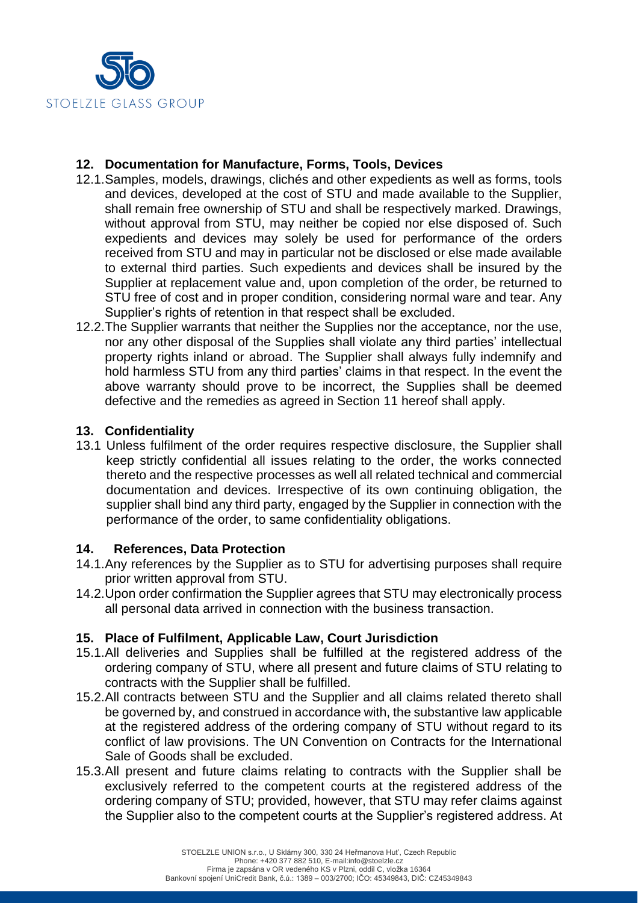## 12. Documentation for Manufacture, Forms, Tools, Devices

12.1. Samples, models, drawings, clichés and other expedients as well as forms, tools and devices, developed at the cost of STU and made available to the Supplier, shall remain free ownership of STU and shall be respectively marked. Drawings, without approval from STU, may neither be copied nor else disposed of. Such expedients and devices may solely be used for performance of the orders received from STU and may in particular not be disclosed or else made available to external third parties. Such expedients and devices shall be insured by the Supplier at replacement value and, upon completion of the order, be returned to STU free of cost and in proper condition, considering normal ware and tear. Any Supplier's rights of retention in that respect shall be excluded.

12.2. The Supplier warrants that neither the Supplies nor the acceptance, nor the use, nor any other disposal of the Supplies shall violate any third parties' intellectual property rights inland or abroad. The Supplier shall always fully indemnify and hold harmless STU from any third parties' claims in that respect. In the event the above warranty should prove to be incorrect, the Supplies shall be deemed defective and the remedies as agreed in Section 11 hereof shall apply.

## 13. Confidentiality

13.1 Unless fulfilment of the order requires respective disclosure, the Supplier shall keep strictly confidential all issues relating to the order, the works connected thereto and the respective processes as well all related technical and commercial documentation and devices. Irrespective of its own continuing obligation, the supplier shall bind any third party, engaged by the Supplier in connection with the performance of the order, to same confidentiality obligations.

## 14. References, Data Protection

14.1. Any references by the Supplier as to STU for advertising purposes shall require prior written approval from STU.

14.2. Upon order confirmation the Supplier agrees that STU may electronically process all personal data arrived in connection with the business transaction.

## 15. Place of Fulfilment, Applicable Law, Court Jurisdiction

15.1. All deliveries and Supplies shall be fulfilled at the registered address of the ordering company of STU, where all present and future claims of STU relating to contracts with the Supplier shall be fulfilled.

15.2. All contracts between STU and the Supplier and all claims related thereto shall be governed by, and construed in accordance with, the substantive law applicable at the registered address of the ordering company of STU without regard to its conflict of law provisions. The UN Convention on Contracts for the International Sale of Goods shall be excluded.

15.3. All present and future claims relating to contracts with the Supplier shall be exclusively referred to the competent courts at the registered address of the ordering company of STU; provided, however, that STU may refer claims against the Supplier also to the competent courts at the Supplier's registered address. At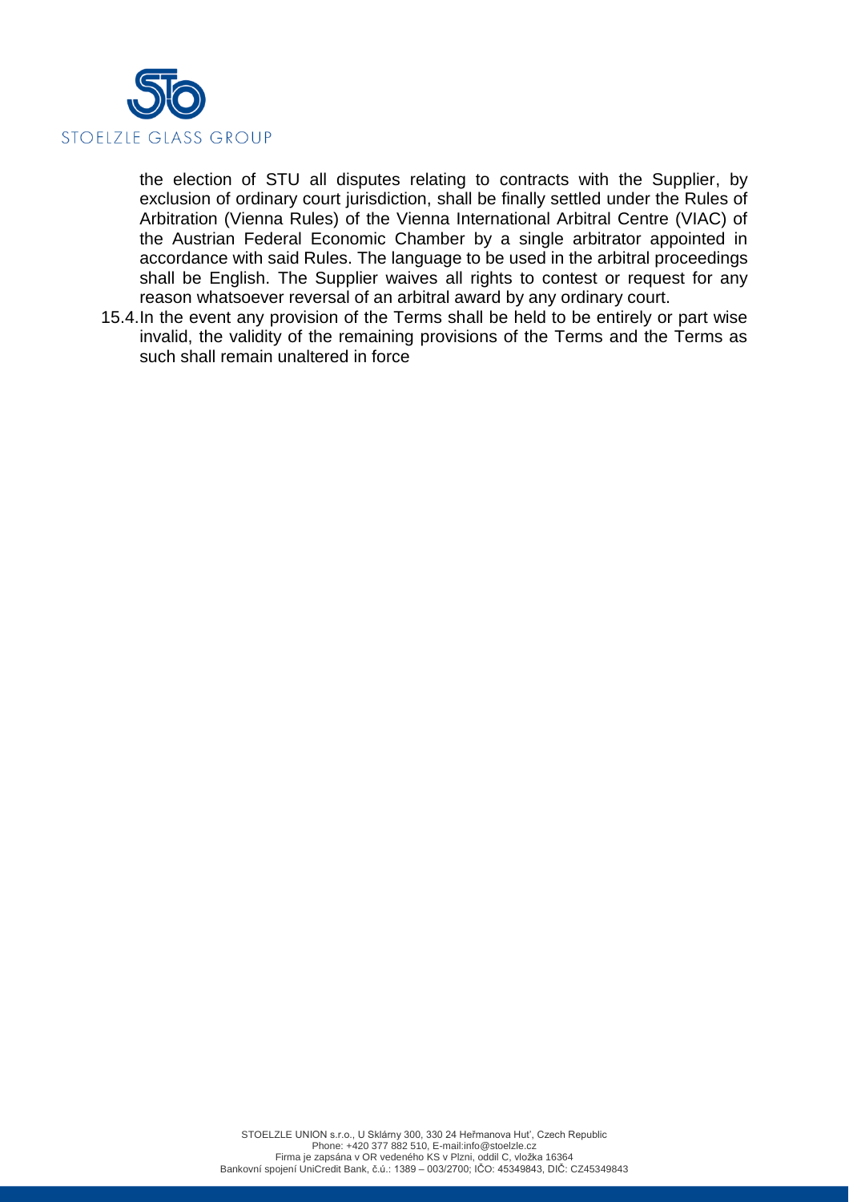the election of STU all disputes relating to contracts with the Supplier, by exclusion of ordinary court jurisdiction, shall be finally settled under the Rules of Arbitration (Vienna Rules) of the Vienna International Arbitral Centre (VIAC) of the Austrian Federal Economic Chamber by a single arbitrator appointed in accordance with said Rules. The language to be used in the arbitral proceedings shall be English. The Supplier waives all rights to contest or request for any reason whatsoever reversal of an arbitral award by any ordinary court.

15.4. In the event any provision of the Terms shall be held to be entirely or part wise invalid, the validity of the remaining provisions of the Terms and the Terms as such shall remain unaltered in force